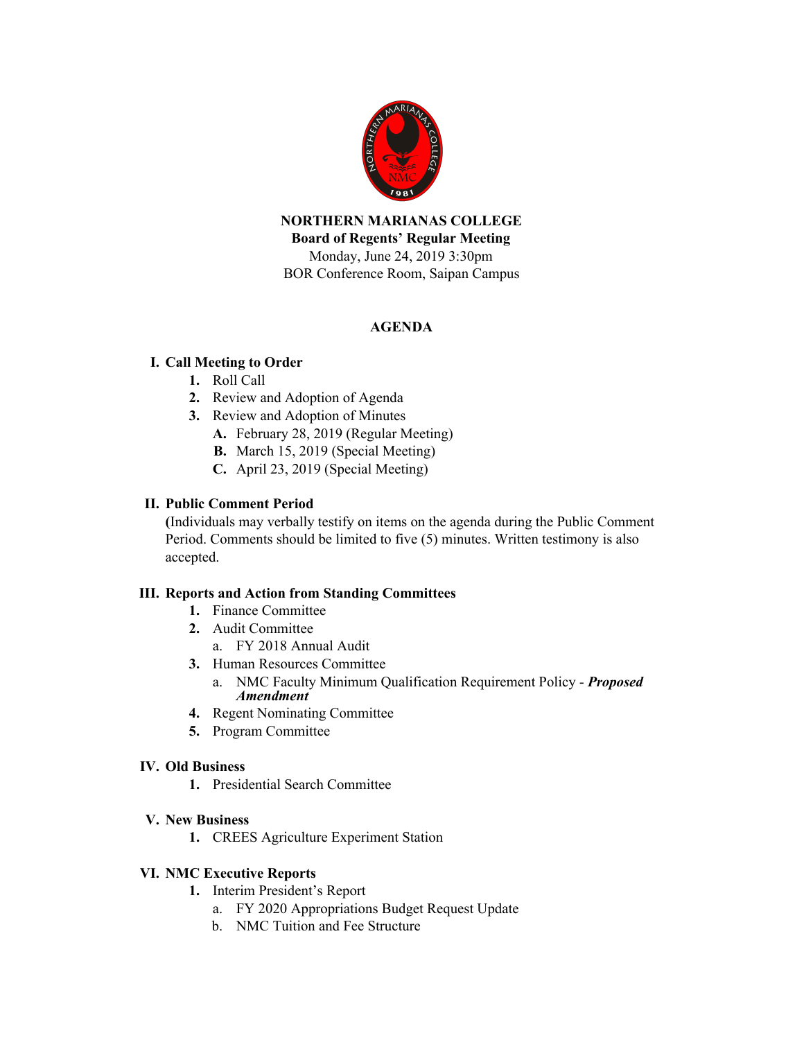**NORTHERN MARIANAS COLLEGE**
**Board of Regents' Regular Meeting**
Monday, June 24, 2019 3:30pm
BOR Conference Room, Saipan Campus

## AGENDA

### I. Call Meeting to Order

1. Roll Call
2. Review and Adoption of Agenda
3. Review and Adoption of Minutes
   - **A.** February 28, 2019 (Regular Meeting)
   - **B.** March 15, 2019 (Special Meeting)
   - **C.** April 23, 2019 (Special Meeting)

### II. Public Comment Period

**(**Individuals may verbally testify on items on the agenda during the Public Comment Period. Comments should be limited to five (5) minutes. Written testimony is also accepted.

### III. Reports and Action from Standing Committees

1. Finance Committee
2. Audit Committee
   - a. FY 2018 Annual Audit
3. Human Resources Committee
   - a. NMC Faculty Minimum Qualification Requirement Policy - ***Proposed Amendment***
4. Regent Nominating Committee
5. Program Committee

### IV. Old Business

1. Presidential Search Committee

### V. New Business

1. CREES Agriculture Experiment Station

### VI. NMC Executive Reports

1. Interim President's Report
   - a. FY 2020 Appropriations Budget Request Update
   - b. NMC Tuition and Fee Structure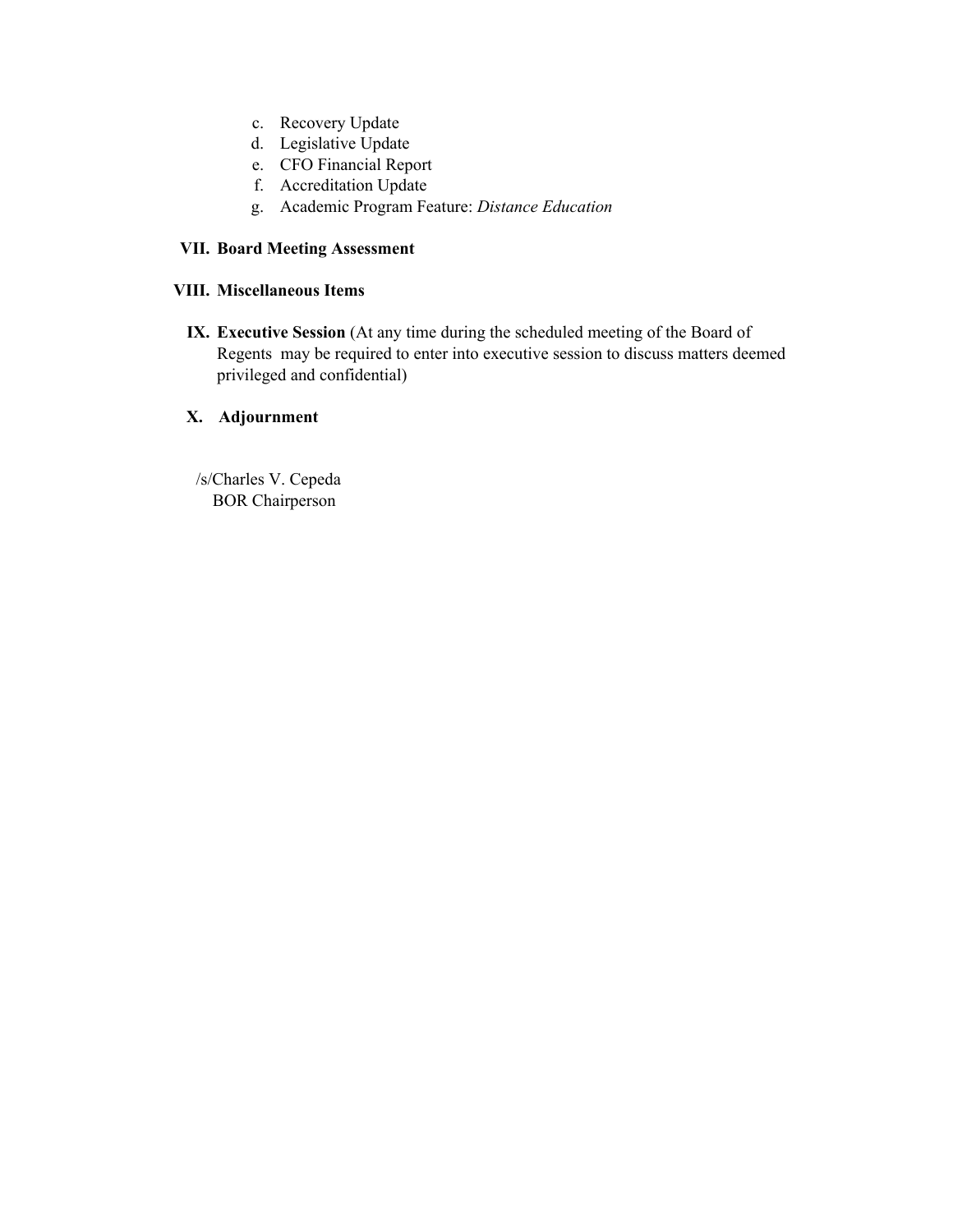c. Recovery Update
d. Legislative Update
e. CFO Financial Report
f. Accreditation Update
g. Academic Program Feature: *Distance Education*

**VII. Board Meeting Assessment**

**VIII. Miscellaneous Items**

**IX. Executive Session** (At any time during the scheduled meeting of the Board of Regents may be required to enter into executive session to discuss matters deemed privileged and confidential)

**X. Adjournment**

/s/Charles V. Cepeda
BOR Chairperson